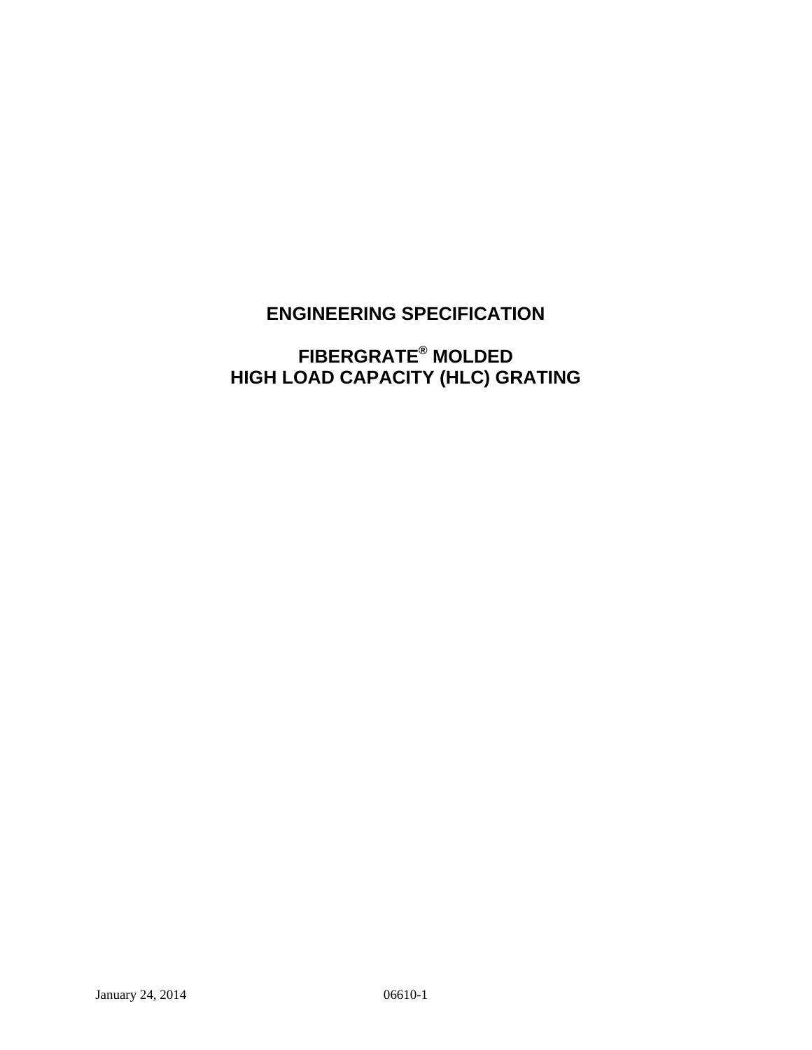# ENGINEERING SPECIFICATION

# FIBERGRATE® MOLDED HIGH LOAD CAPACITY (HLC) GRATING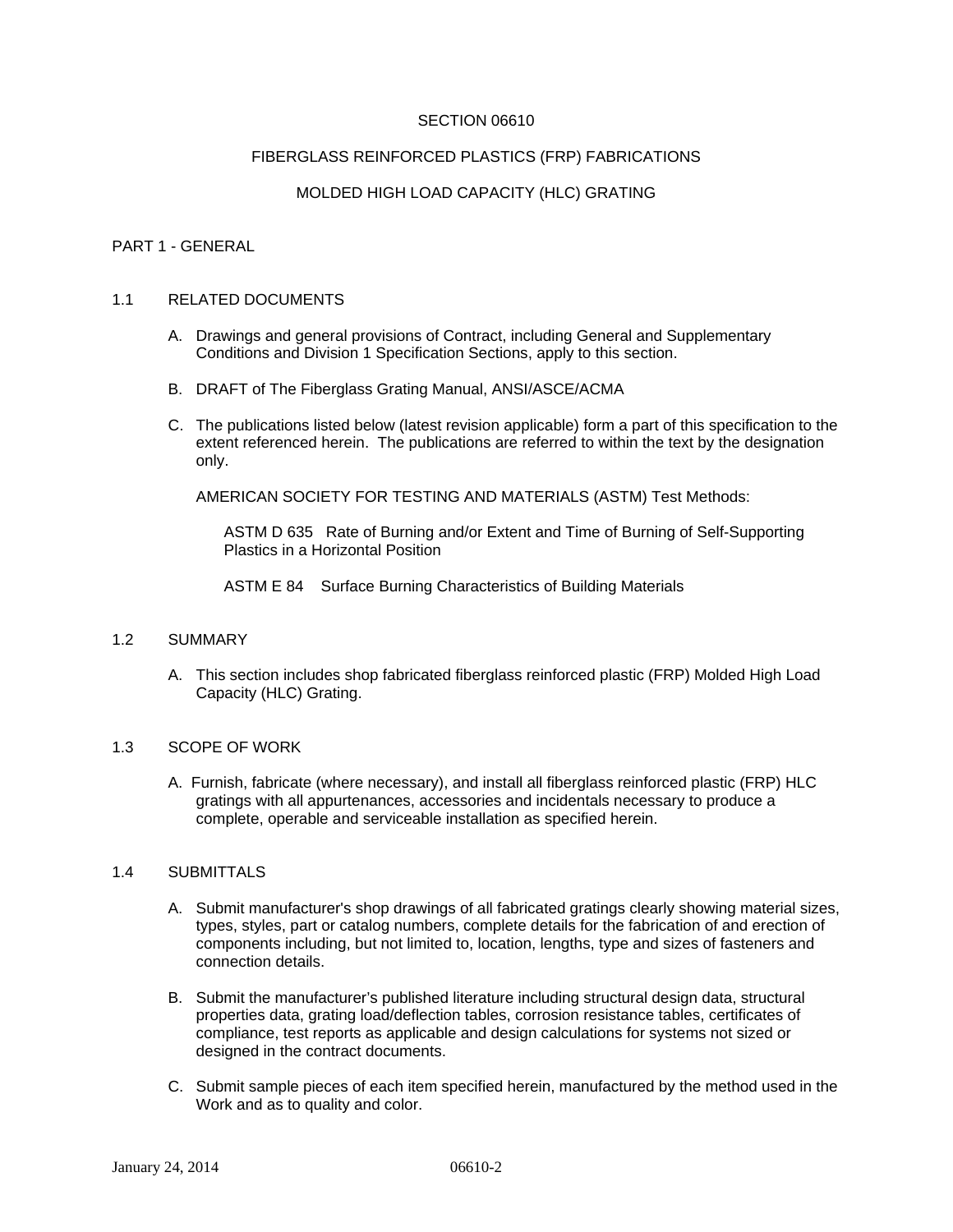SECTION 06610

FIBERGLASS REINFORCED PLASTICS (FRP) FABRICATIONS

MOLDED HIGH LOAD CAPACITY (HLC) GRATING

# PART 1 - GENERAL

## 1.1 RELATED DOCUMENTS

A. Drawings and general provisions of Contract, including General and Supplementary Conditions and Division 1 Specification Sections, apply to this section.

B. DRAFT of The Fiberglass Grating Manual, ANSI/ASCE/ACMA

C. The publications listed below (latest revision applicable) form a part of this specification to the extent referenced herein. The publications are referred to within the text by the designation only.

AMERICAN SOCIETY FOR TESTING AND MATERIALS (ASTM) Test Methods:

ASTM D 635 Rate of Burning and/or Extent and Time of Burning of Self-Supporting Plastics in a Horizontal Position

ASTM E 84 Surface Burning Characteristics of Building Materials

## 1.2 SUMMARY

A. This section includes shop fabricated fiberglass reinforced plastic (FRP) Molded High Load Capacity (HLC) Grating.

## 1.3 SCOPE OF WORK

A. Furnish, fabricate (where necessary), and install all fiberglass reinforced plastic (FRP) HLC gratings with all appurtenances, accessories and incidentals necessary to produce a complete, operable and serviceable installation as specified herein.

## 1.4 SUBMITTALS

A. Submit manufacturer's shop drawings of all fabricated gratings clearly showing material sizes, types, styles, part or catalog numbers, complete details for the fabrication of and erection of components including, but not limited to, location, lengths, type and sizes of fasteners and connection details.

B. Submit the manufacturer's published literature including structural design data, structural properties data, grating load/deflection tables, corrosion resistance tables, certificates of compliance, test reports as applicable and design calculations for systems not sized or designed in the contract documents.

C. Submit sample pieces of each item specified herein, manufactured by the method used in the Work and as to quality and color.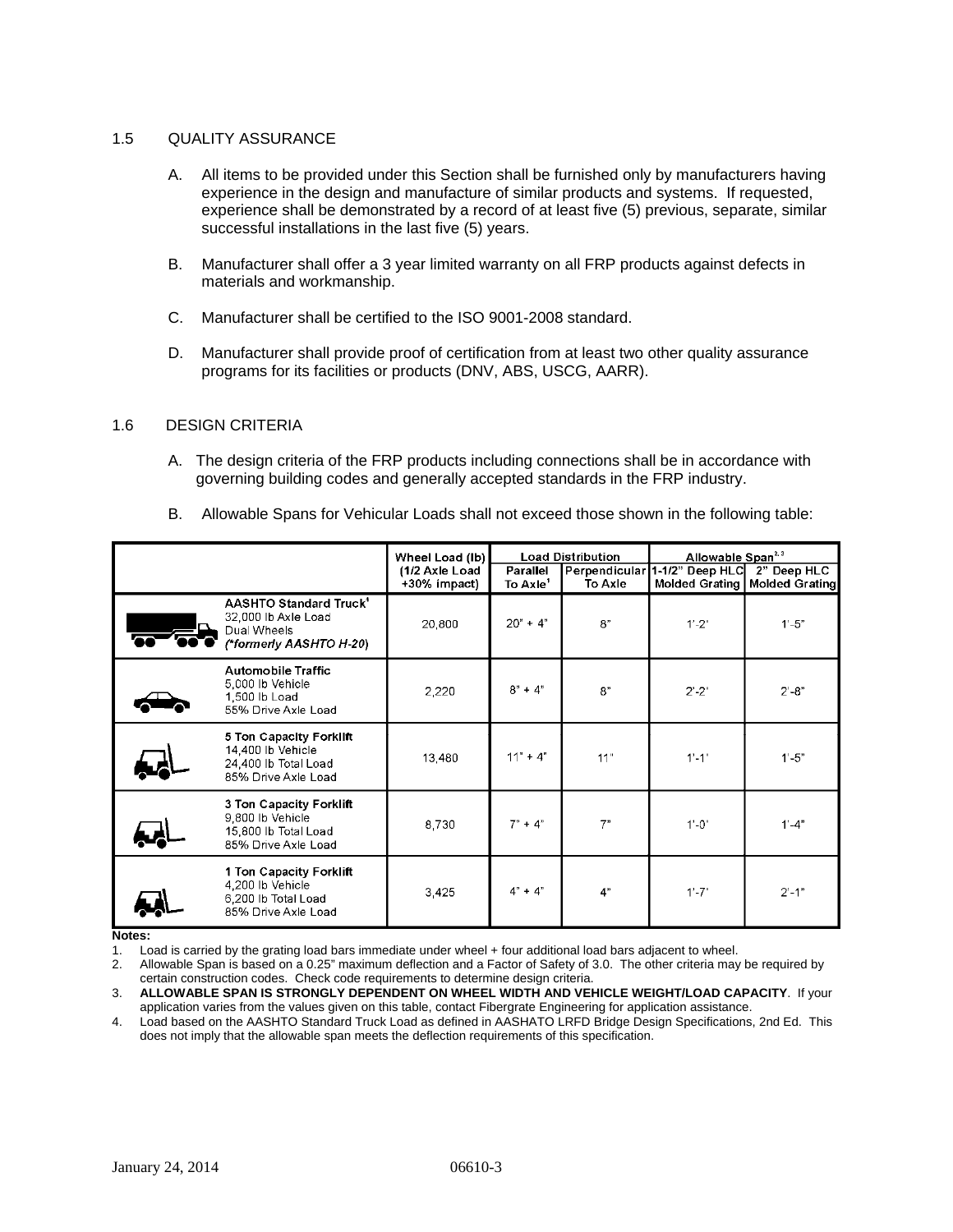## 1.5 QUALITY ASSURANCE

A. All items to be provided under this Section shall be furnished only by manufacturers having experience in the design and manufacture of similar products and systems. If requested, experience shall be demonstrated by a record of at least five (5) previous, separate, similar successful installations in the last five (5) years.

B. Manufacturer shall offer a 3 year limited warranty on all FRP products against defects in materials and workmanship.

C. Manufacturer shall be certified to the ISO 9001-2008 standard.

D. Manufacturer shall provide proof of certification from at least two other quality assurance programs for its facilities or products (DNV, ABS, USCG, AARR).

## 1.6 DESIGN CRITERIA

A. The design criteria of the FRP products including connections shall be in accordance with governing building codes and generally accepted standards in the FRP industry.

B. Allowable Spans for Vehicular Loads shall not exceed those shown in the following table:

| | Wheel Load (lb) (1/2 Axle Load +30% impact) | Load Distribution | | Allowable Span[2, 3] | |
|---|---|---|---|---|---|
| | | Parallel To Axle[1] | Perpendicular To Axle | 1-1/2" Deep HLC Molded Grating | 2" Deep HLC Molded Grating |
| **AASHTO Standard Truck[4]** 32,000 lb Axle Load Dual Wheels *(\*formerly AASHTO H-20)* | 20,800 | 20" + 4" | 8" | 1'-2" | 1'-5" |
| **Automobile Traffic** 5,000 lb Vehicle 1,500 lb Load 55% Drive Axle Load | 2,220 | 8" + 4" | 8" | 2'-2" | 2'-8" |
| **5 Ton Capacity Forklift** 14,400 lb Vehicle 24,400 lb Total Load 85% Drive Axle Load | 13,480 | 11" + 4" | 11" | 1'-1" | 1'-5" |
| **3 Ton Capacity Forklift** 9,800 lb Vehicle 15,800 lb Total Load 85% Drive Axle Load | 8,730 | 7" + 4" | 7" | 1'-0" | 1'-4" |
| **1 Ton Capacity Forklift** 4,200 lb Vehicle 6,200 lb Total Load 85% Drive Axle Load | 3,425 | 4" + 4" | 4" | 1'-7" | 2'-1" |

**Notes:**

1. Load is carried by the grating load bars immediate under wheel + four additional load bars adjacent to wheel.
2. Allowable Span is based on a 0.25" maximum deflection and a Factor of Safety of 3.0. The other criteria may be required by certain construction codes. Check code requirements to determine design criteria.
3. **ALLOWABLE SPAN IS STRONGLY DEPENDENT ON WHEEL WIDTH AND VEHICLE WEIGHT/LOAD CAPACITY**. If your application varies from the values given on this table, contact Fibergrate Engineering for application assistance.
4. Load based on the AASHTO Standard Truck Load as defined in AASHATO LRFD Bridge Design Specifications, 2nd Ed. This does not imply that the allowable span meets the deflection requirements of this specification.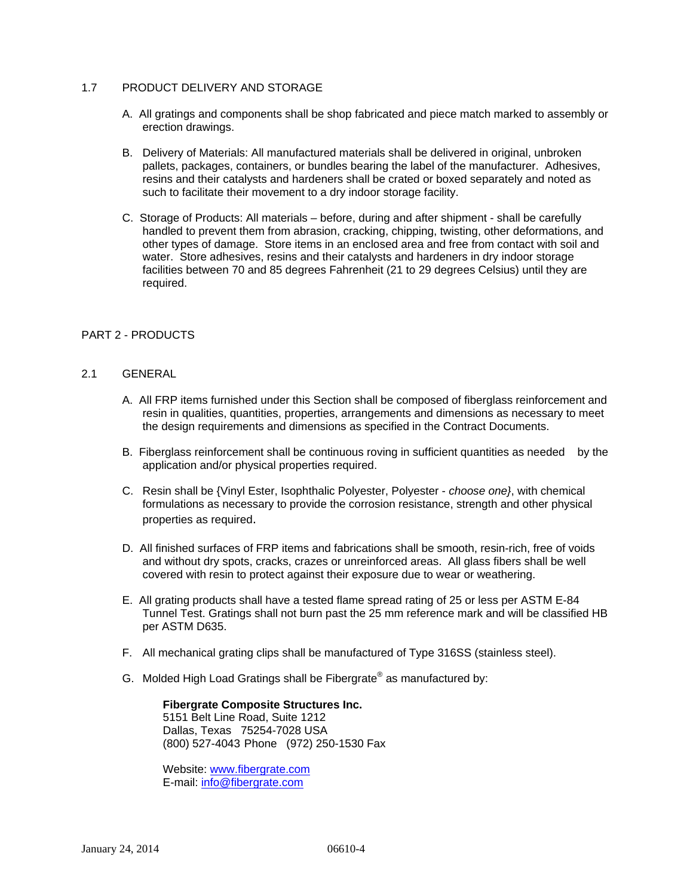## 1.7 PRODUCT DELIVERY AND STORAGE

A. All gratings and components shall be shop fabricated and piece match marked to assembly or erection drawings.

B. Delivery of Materials: All manufactured materials shall be delivered in original, unbroken pallets, packages, containers, or bundles bearing the label of the manufacturer. Adhesives, resins and their catalysts and hardeners shall be crated or boxed separately and noted as such to facilitate their movement to a dry indoor storage facility.

C. Storage of Products: All materials – before, during and after shipment - shall be carefully handled to prevent them from abrasion, cracking, chipping, twisting, other deformations, and other types of damage. Store items in an enclosed area and free from contact with soil and water. Store adhesives, resins and their catalysts and hardeners in dry indoor storage facilities between 70 and 85 degrees Fahrenheit (21 to 29 degrees Celsius) until they are required.

# PART 2 - PRODUCTS

## 2.1 GENERAL

A. All FRP items furnished under this Section shall be composed of fiberglass reinforcement and resin in qualities, quantities, properties, arrangements and dimensions as necessary to meet the design requirements and dimensions as specified in the Contract Documents.

B. Fiberglass reinforcement shall be continuous roving in sufficient quantities as needed by the application and/or physical properties required.

C. Resin shall be {Vinyl Ester, Isophthalic Polyester, Polyester - *choose one}*, with chemical formulations as necessary to provide the corrosion resistance, strength and other physical properties as required.

D. All finished surfaces of FRP items and fabrications shall be smooth, resin-rich, free of voids and without dry spots, cracks, crazes or unreinforced areas. All glass fibers shall be well covered with resin to protect against their exposure due to wear or weathering.

E. All grating products shall have a tested flame spread rating of 25 or less per ASTM E-84 Tunnel Test. Gratings shall not burn past the 25 mm reference mark and will be classified HB per ASTM D635.

F. All mechanical grating clips shall be manufactured of Type 316SS (stainless steel).

G. Molded High Load Gratings shall be Fibergrate® as manufactured by:

**Fibergrate Composite Structures Inc.**
5151 Belt Line Road, Suite 1212
Dallas, Texas 75254-7028 USA
(800) 527-4043 Phone (972) 250-1530 Fax

Website: www.fibergrate.com
E-mail: info@fibergrate.com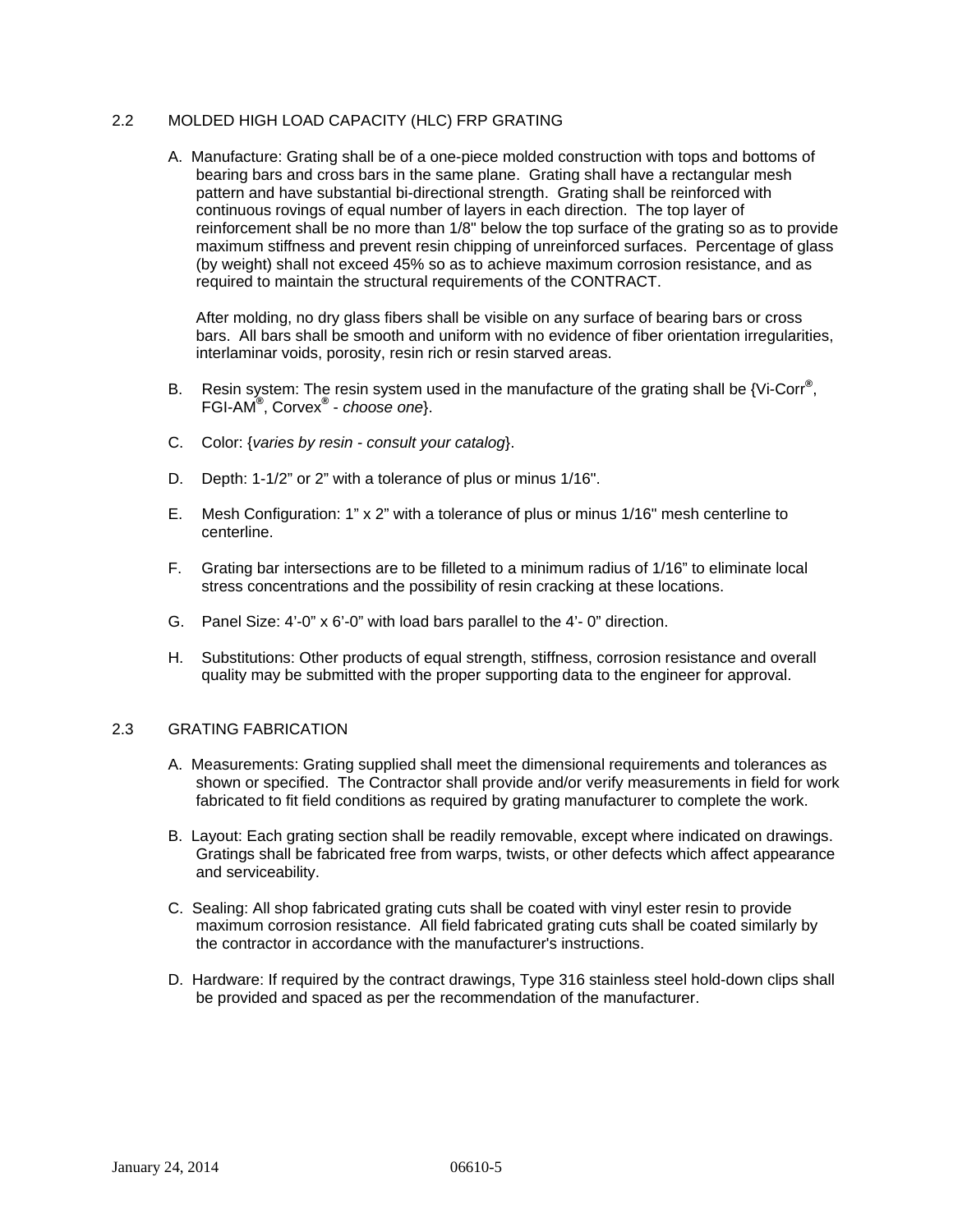## 2.2 MOLDED HIGH LOAD CAPACITY (HLC) FRP GRATING

A. Manufacture: Grating shall be of a one-piece molded construction with tops and bottoms of bearing bars and cross bars in the same plane. Grating shall have a rectangular mesh pattern and have substantial bi-directional strength. Grating shall be reinforced with continuous rovings of equal number of layers in each direction. The top layer of reinforcement shall be no more than 1/8" below the top surface of the grating so as to provide maximum stiffness and prevent resin chipping of unreinforced surfaces. Percentage of glass (by weight) shall not exceed 45% so as to achieve maximum corrosion resistance, and as required to maintain the structural requirements of the CONTRACT.

After molding, no dry glass fibers shall be visible on any surface of bearing bars or cross bars. All bars shall be smooth and uniform with no evidence of fiber orientation irregularities, interlaminar voids, porosity, resin rich or resin starved areas.

B. Resin system: The resin system used in the manufacture of the grating shall be {Vi-Corr®, FGI-AM®, Corvex® - *choose one*}.

C. Color: {*varies by resin - consult your catalog*}.

D. Depth: 1-1/2" or 2" with a tolerance of plus or minus 1/16".

E. Mesh Configuration: 1" x 2" with a tolerance of plus or minus 1/16" mesh centerline to centerline.

F. Grating bar intersections are to be filleted to a minimum radius of 1/16" to eliminate local stress concentrations and the possibility of resin cracking at these locations.

G. Panel Size: 4'-0" x 6'-0" with load bars parallel to the 4'- 0" direction.

H. Substitutions: Other products of equal strength, stiffness, corrosion resistance and overall quality may be submitted with the proper supporting data to the engineer for approval.

## 2.3 GRATING FABRICATION

A. Measurements: Grating supplied shall meet the dimensional requirements and tolerances as shown or specified. The Contractor shall provide and/or verify measurements in field for work fabricated to fit field conditions as required by grating manufacturer to complete the work.

B. Layout: Each grating section shall be readily removable, except where indicated on drawings. Gratings shall be fabricated free from warps, twists, or other defects which affect appearance and serviceability.

C. Sealing: All shop fabricated grating cuts shall be coated with vinyl ester resin to provide maximum corrosion resistance. All field fabricated grating cuts shall be coated similarly by the contractor in accordance with the manufacturer's instructions.

D. Hardware: If required by the contract drawings, Type 316 stainless steel hold-down clips shall be provided and spaced as per the recommendation of the manufacturer.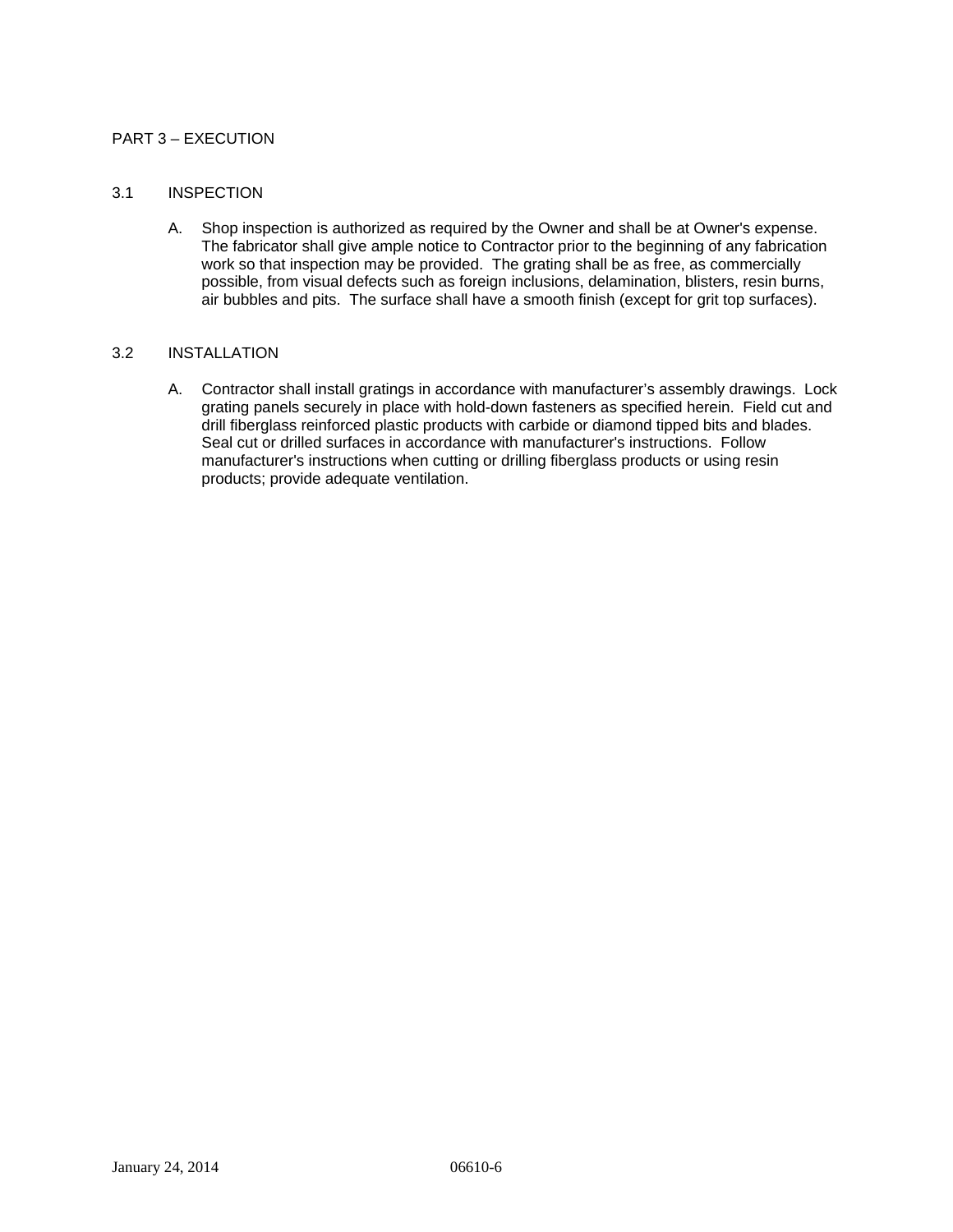## PART 3 – EXECUTION

### 3.1 INSPECTION

A. Shop inspection is authorized as required by the Owner and shall be at Owner's expense. The fabricator shall give ample notice to Contractor prior to the beginning of any fabrication work so that inspection may be provided. The grating shall be as free, as commercially possible, from visual defects such as foreign inclusions, delamination, blisters, resin burns, air bubbles and pits. The surface shall have a smooth finish (except for grit top surfaces).

### 3.2 INSTALLATION

A. Contractor shall install gratings in accordance with manufacturer's assembly drawings. Lock grating panels securely in place with hold-down fasteners as specified herein. Field cut and drill fiberglass reinforced plastic products with carbide or diamond tipped bits and blades. Seal cut or drilled surfaces in accordance with manufacturer's instructions. Follow manufacturer's instructions when cutting or drilling fiberglass products or using resin products; provide adequate ventilation.